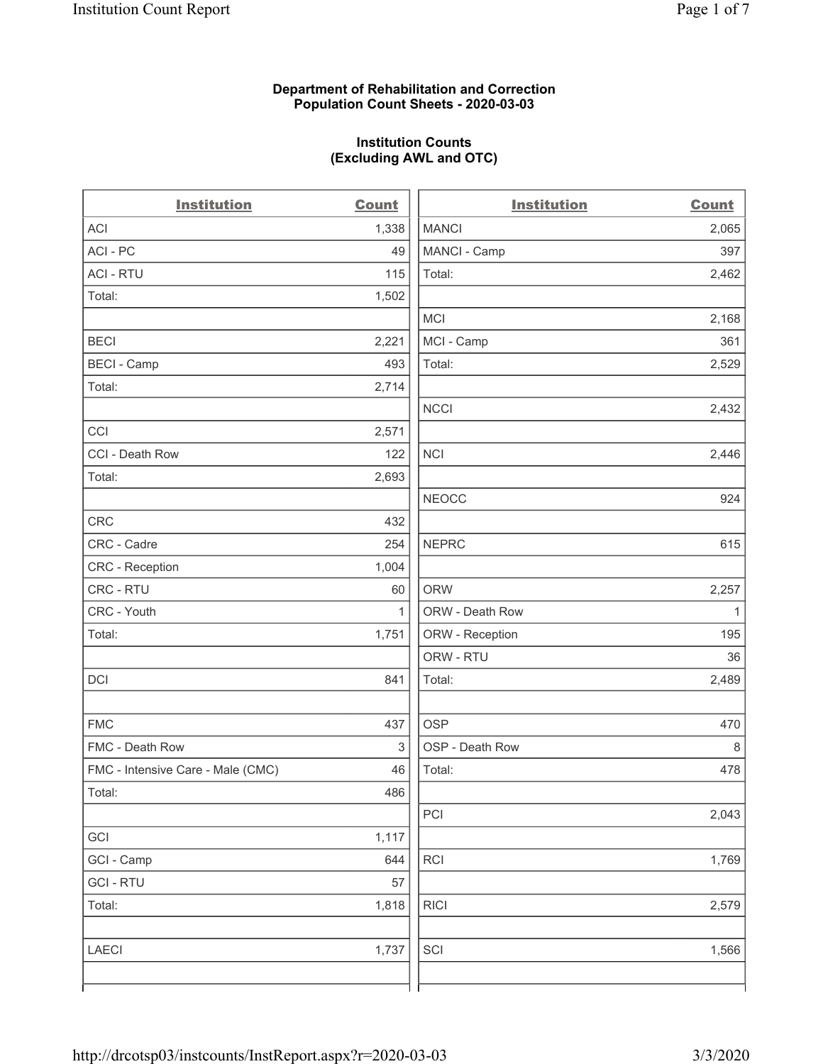**Department of Rehabilitation and Correction**
**Population Count Sheets - 2020-03-03**

**Institution Counts**
**(Excluding AWL and OTC)**

| Institution | Count |
|---|---|
| ACI | 1,338 |
| ACI - PC | 49 |
| ACI - RTU | 115 |
| Total: | 1,502 |
| | |
| BECI | 2,221 |
| BECI - Camp | 493 |
| Total: | 2,714 |
| | |
| CCI | 2,571 |
| CCI - Death Row | 122 |
| Total: | 2,693 |
| | |
| CRC | 432 |
| CRC - Cadre | 254 |
| CRC - Reception | 1,004 |
| CRC - RTU | 60 |
| CRC - Youth | 1 |
| Total: | 1,751 |
| | |
| DCI | 841 |
| | |
| FMC | 437 |
| FMC - Death Row | 3 |
| FMC - Intensive Care - Male (CMC) | 46 |
| Total: | 486 |
| | |
| GCI | 1,117 |
| GCI - Camp | 644 |
| GCI - RTU | 57 |
| Total: | 1,818 |
| | |
| LAECI | 1,737 |
| | |
| MANCI | 2,065 |
| MANCI - Camp | 397 |
| Total: | 2,462 |
| | |
| MCI | 2,168 |
| MCI - Camp | 361 |
| Total: | 2,529 |
| | |
| NCCI | 2,432 |
| | |
| NCI | 2,446 |
| | |
| NEOCC | 924 |
| | |
| NEPRC | 615 |
| | |
| ORW | 2,257 |
| ORW - Death Row | 1 |
| ORW - Reception | 195 |
| ORW - RTU | 36 |
| Total: | 2,489 |
| | |
| OSP | 470 |
| OSP - Death Row | 8 |
| Total: | 478 |
| | |
| PCI | 2,043 |
| | |
| RCI | 1,769 |
| | |
| RICI | 2,579 |
| | |
| SCI | 1,566 |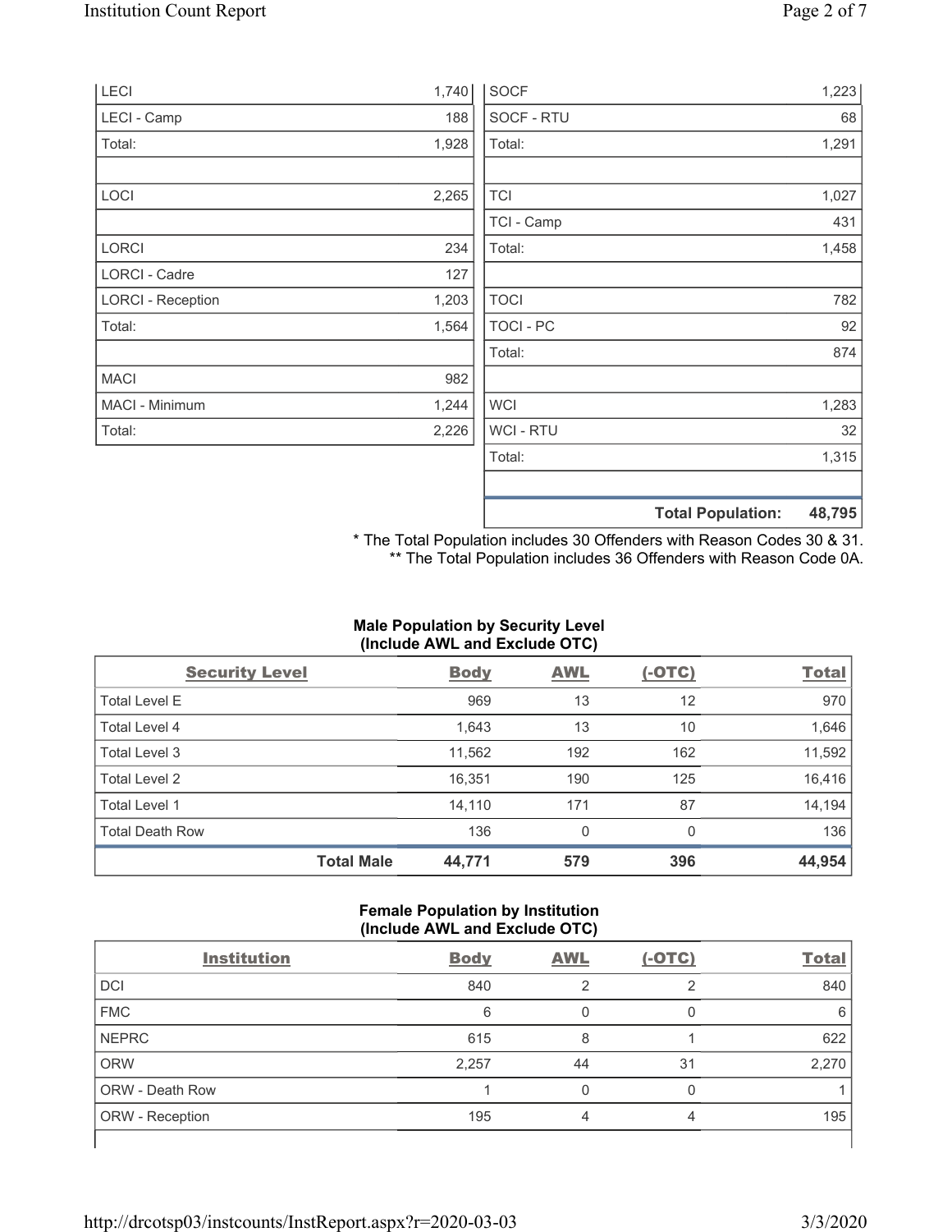| | | | |
|---|---|---|---|
| LECI | 1,740 | SOCF | 1,223 |
| LECI - Camp | 188 | SOCF - RTU | 68 |
| Total: | 1,928 | Total: | 1,291 |
| | | | |
| LOCI | 2,265 | TCI | 1,027 |
| | | TCI - Camp | 431 |
| LORCI | 234 | Total: | 1,458 |
| LORCI - Cadre | 127 | | |
| LORCI - Reception | 1,203 | TOCI | 782 |
| Total: | 1,564 | TOCI - PC | 92 |
| | | Total: | 874 |
| MACI | 982 | | |
| MACI - Minimum | 1,244 | WCI | 1,283 |
| Total: | 2,226 | WCI - RTU | 32 |
| | | Total: | 1,315 |
| | | | |
| | | **Total Population:** | **48,795** |

\* The Total Population includes 30 Offenders with Reason Codes 30 & 31.
\*\* The Total Population includes 36 Offenders with Reason Code 0A.

### Male Population by Security Level (Include AWL and Exclude OTC)

| Security Level | Body | AWL | (-OTC) | Total |
|---|---|---|---|---|
| Total Level E | 969 | 13 | 12 | 970 |
| Total Level 4 | 1,643 | 13 | 10 | 1,646 |
| Total Level 3 | 11,562 | 192 | 162 | 11,592 |
| Total Level 2 | 16,351 | 190 | 125 | 16,416 |
| Total Level 1 | 14,110 | 171 | 87 | 14,194 |
| Total Death Row | 136 | 0 | 0 | 136 |
| **Total Male** | **44,771** | **579** | **396** | **44,954** |

### Female Population by Institution (Include AWL and Exclude OTC)

| Institution | Body | AWL | (-OTC) | Total |
|---|---|---|---|---|
| DCI | 840 | 2 | 2 | 840 |
| FMC | 6 | 0 | 0 | 6 |
| NEPRC | 615 | 8 | 1 | 622 |
| ORW | 2,257 | 44 | 31 | 2,270 |
| ORW - Death Row | 1 | 0 | 0 | 1 |
| ORW - Reception | 195 | 4 | 4 | 195 |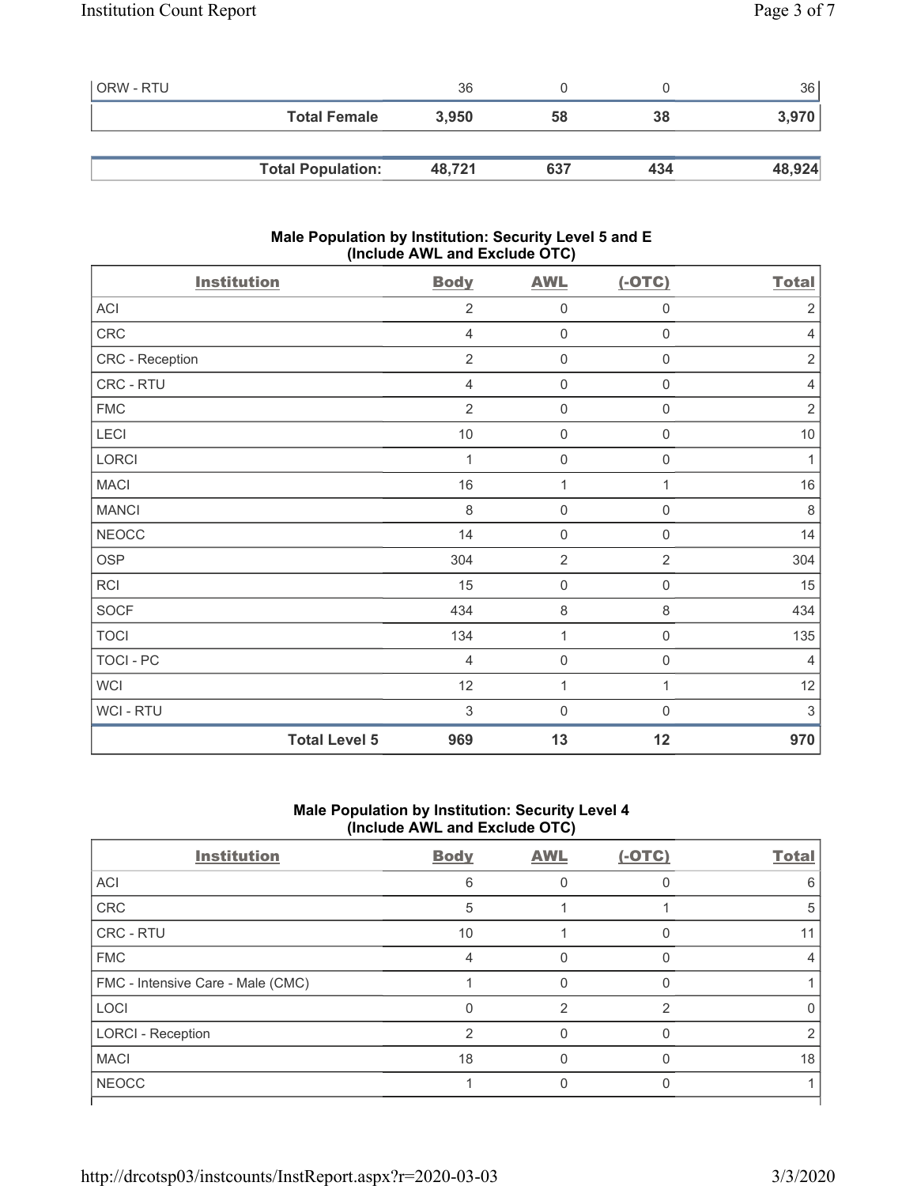| | | | | |
|---|---|---|---|---|
| ORW - RTU | 36 | 0 | 0 | 36 |
| Total Female | 3,950 | 58 | 38 | 3,970 |

| | | | | |
|---|---|---|---|---|
| Total Population: | 48,721 | 637 | 434 | 48,924 |

### Male Population by Institution: Security Level 5 and E (Include AWL and Exclude OTC)

| Institution | Body | AWL | (-OTC) | Total |
|---|---|---|---|---|
| ACI | 2 | 0 | 0 | 2 |
| CRC | 4 | 0 | 0 | 4 |
| CRC - Reception | 2 | 0 | 0 | 2 |
| CRC - RTU | 4 | 0 | 0 | 4 |
| FMC | 2 | 0 | 0 | 2 |
| LECI | 10 | 0 | 0 | 10 |
| LORCI | 1 | 0 | 0 | 1 |
| MACI | 16 | 1 | 1 | 16 |
| MANCI | 8 | 0 | 0 | 8 |
| NEOCC | 14 | 0 | 0 | 14 |
| OSP | 304 | 2 | 2 | 304 |
| RCI | 15 | 0 | 0 | 15 |
| SOCF | 434 | 8 | 8 | 434 |
| TOCI | 134 | 1 | 0 | 135 |
| TOCI - PC | 4 | 0 | 0 | 4 |
| WCI | 12 | 1 | 1 | 12 |
| WCI - RTU | 3 | 0 | 0 | 3 |
| Total Level 5 | 969 | 13 | 12 | 970 |

### Male Population by Institution: Security Level 4 (Include AWL and Exclude OTC)

| Institution | Body | AWL | (-OTC) | Total |
|---|---|---|---|---|
| ACI | 6 | 0 | 0 | 6 |
| CRC | 5 | 1 | 1 | 5 |
| CRC - RTU | 10 | 1 | 0 | 11 |
| FMC | 4 | 0 | 0 | 4 |
| FMC - Intensive Care - Male (CMC) | 1 | 0 | 0 | 1 |
| LOCI | 0 | 2 | 2 | 0 |
| LORCI - Reception | 2 | 0 | 0 | 2 |
| MACI | 18 | 0 | 0 | 18 |
| NEOCC | 1 | 0 | 0 | 1 |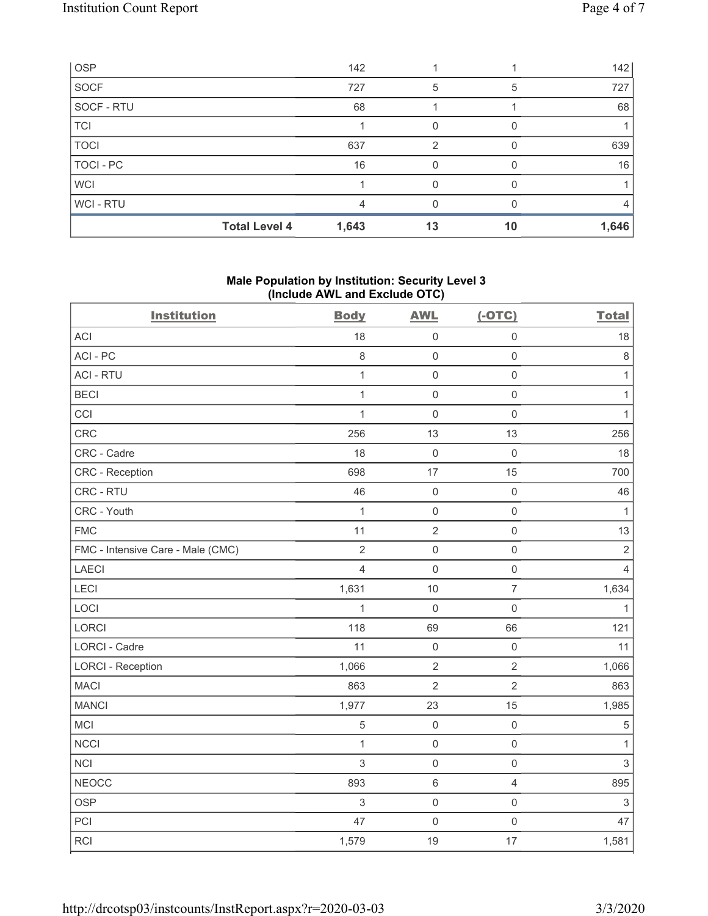| | | | | |
|---|---|---|---|---|
| OSP | 142 | 1 | 1 | 142 |
| SOCF | 727 | 5 | 5 | 727 |
| SOCF - RTU | 68 | 1 | 1 | 68 |
| TCI | 1 | 0 | 0 | 1 |
| TOCI | 637 | 2 | 0 | 639 |
| TOCI - PC | 16 | 0 | 0 | 16 |
| WCI | 1 | 0 | 0 | 1 |
| WCI - RTU | 4 | 0 | 0 | 4 |
| **Total Level 4** | **1,643** | **13** | **10** | **1,646** |

### Male Population by Institution: Security Level 3 (Include AWL and Exclude OTC)

| Institution | Body | AWL | (-OTC) | Total |
|---|---|---|---|---|
| ACI | 18 | 0 | 0 | 18 |
| ACI - PC | 8 | 0 | 0 | 8 |
| ACI - RTU | 1 | 0 | 0 | 1 |
| BECI | 1 | 0 | 0 | 1 |
| CCI | 1 | 0 | 0 | 1 |
| CRC | 256 | 13 | 13 | 256 |
| CRC - Cadre | 18 | 0 | 0 | 18 |
| CRC - Reception | 698 | 17 | 15 | 700 |
| CRC - RTU | 46 | 0 | 0 | 46 |
| CRC - Youth | 1 | 0 | 0 | 1 |
| FMC | 11 | 2 | 0 | 13 |
| FMC - Intensive Care - Male (CMC) | 2 | 0 | 0 | 2 |
| LAECI | 4 | 0 | 0 | 4 |
| LECI | 1,631 | 10 | 7 | 1,634 |
| LOCI | 1 | 0 | 0 | 1 |
| LORCI | 118 | 69 | 66 | 121 |
| LORCI - Cadre | 11 | 0 | 0 | 11 |
| LORCI - Reception | 1,066 | 2 | 2 | 1,066 |
| MACI | 863 | 2 | 2 | 863 |
| MANCI | 1,977 | 23 | 15 | 1,985 |
| MCI | 5 | 0 | 0 | 5 |
| NCCI | 1 | 0 | 0 | 1 |
| NCI | 3 | 0 | 0 | 3 |
| NEOCC | 893 | 6 | 4 | 895 |
| OSP | 3 | 0 | 0 | 3 |
| PCI | 47 | 0 | 0 | 47 |
| RCI | 1,579 | 19 | 17 | 1,581 |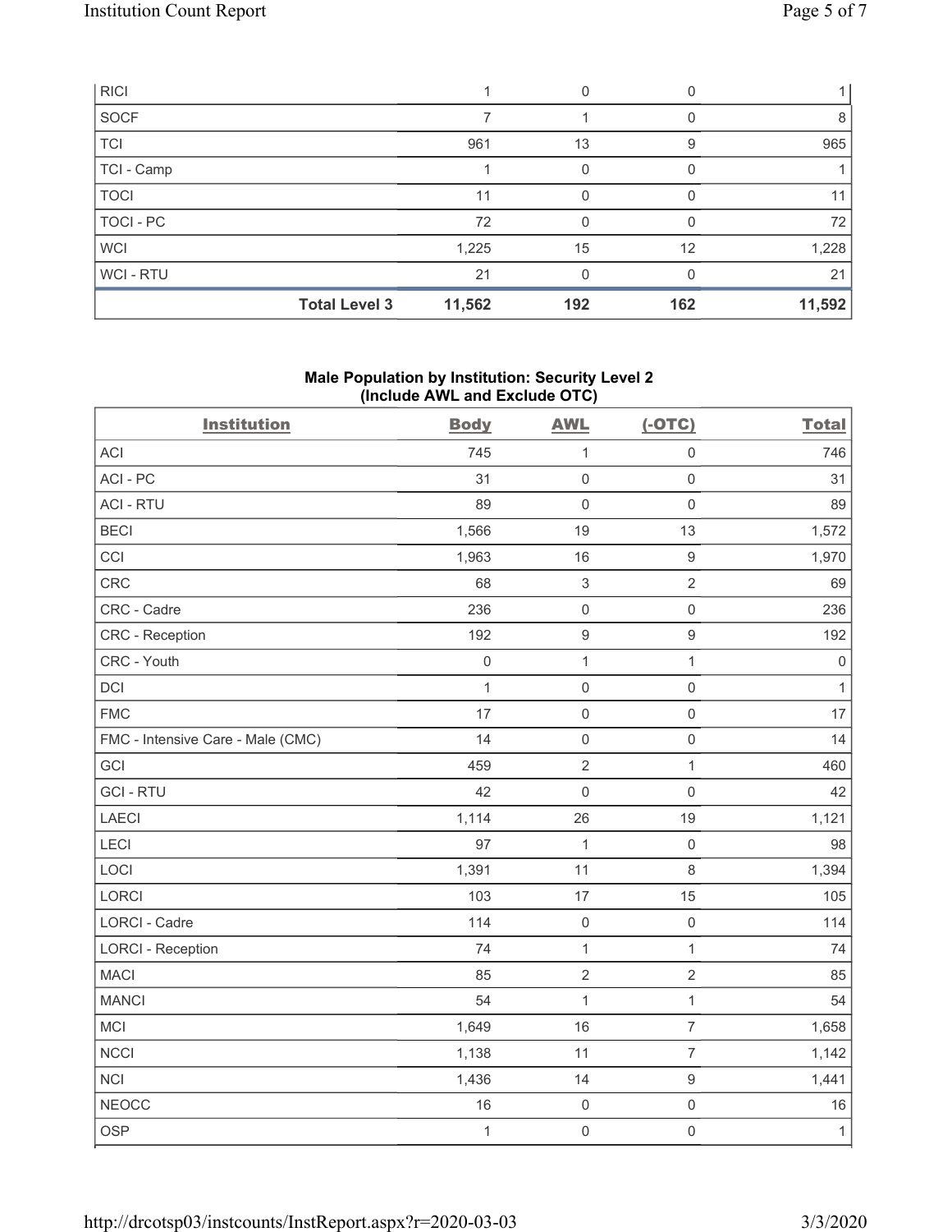| | | | | |
|---|---|---|---|---|
| RICI | 1 | 0 | 0 | 1 |
| SOCF | 7 | 1 | 0 | 8 |
| TCI | 961 | 13 | 9 | 965 |
| TCI - Camp | 1 | 0 | 0 | 1 |
| TOCI | 11 | 0 | 0 | 11 |
| TOCI - PC | 72 | 0 | 0 | 72 |
| WCI | 1,225 | 15 | 12 | 1,228 |
| WCI - RTU | 21 | 0 | 0 | 21 |
| **Total Level 3** | **11,562** | **192** | **162** | **11,592** |

### Male Population by Institution: Security Level 2 (Include AWL and Exclude OTC)

| Institution | Body | AWL | (-OTC) | Total |
|---|---|---|---|---|
| ACI | 745 | 1 | 0 | 746 |
| ACI - PC | 31 | 0 | 0 | 31 |
| ACI - RTU | 89 | 0 | 0 | 89 |
| BECI | 1,566 | 19 | 13 | 1,572 |
| CCI | 1,963 | 16 | 9 | 1,970 |
| CRC | 68 | 3 | 2 | 69 |
| CRC - Cadre | 236 | 0 | 0 | 236 |
| CRC - Reception | 192 | 9 | 9 | 192 |
| CRC - Youth | 0 | 1 | 1 | 0 |
| DCI | 1 | 0 | 0 | 1 |
| FMC | 17 | 0 | 0 | 17 |
| FMC - Intensive Care - Male (CMC) | 14 | 0 | 0 | 14 |
| GCI | 459 | 2 | 1 | 460 |
| GCI - RTU | 42 | 0 | 0 | 42 |
| LAECI | 1,114 | 26 | 19 | 1,121 |
| LECI | 97 | 1 | 0 | 98 |
| LOCI | 1,391 | 11 | 8 | 1,394 |
| LORCI | 103 | 17 | 15 | 105 |
| LORCI - Cadre | 114 | 0 | 0 | 114 |
| LORCI - Reception | 74 | 1 | 1 | 74 |
| MACI | 85 | 2 | 2 | 85 |
| MANCI | 54 | 1 | 1 | 54 |
| MCI | 1,649 | 16 | 7 | 1,658 |
| NCCI | 1,138 | 11 | 7 | 1,142 |
| NCI | 1,436 | 14 | 9 | 1,441 |
| NEOCC | 16 | 0 | 0 | 16 |
| OSP | 1 | 0 | 0 | 1 |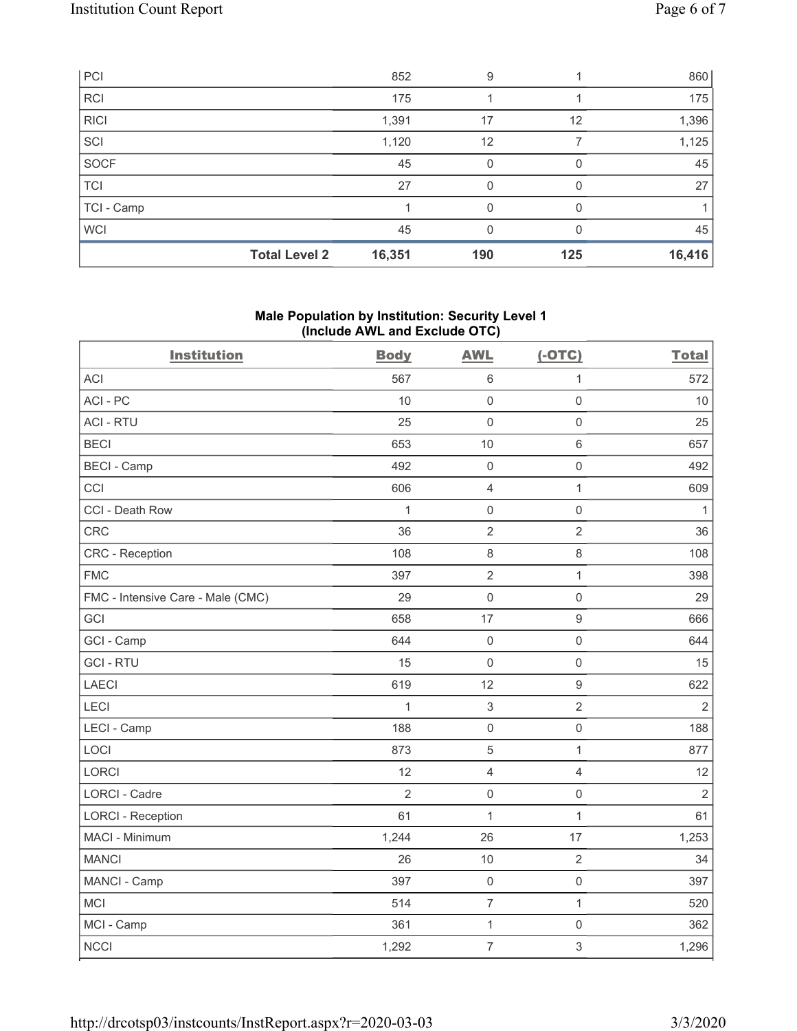| | | | | |
|---|---|---|---|---|
| PCI | 852 | 9 | 1 | 860 |
| RCI | 175 | 1 | 1 | 175 |
| RICI | 1,391 | 17 | 12 | 1,396 |
| SCI | 1,120 | 12 | 7 | 1,125 |
| SOCF | 45 | 0 | 0 | 45 |
| TCI | 27 | 0 | 0 | 27 |
| TCI - Camp | 1 | 0 | 0 | 1 |
| WCI | 45 | 0 | 0 | 45 |
| **Total Level 2** | **16,351** | **190** | **125** | **16,416** |

### Male Population by Institution: Security Level 1 (Include AWL and Exclude OTC)

| Institution | Body | AWL | (-OTC) | Total |
|---|---|---|---|---|
| ACI | 567 | 6 | 1 | 572 |
| ACI - PC | 10 | 0 | 0 | 10 |
| ACI - RTU | 25 | 0 | 0 | 25 |
| BECI | 653 | 10 | 6 | 657 |
| BECI - Camp | 492 | 0 | 0 | 492 |
| CCI | 606 | 4 | 1 | 609 |
| CCI - Death Row | 1 | 0 | 0 | 1 |
| CRC | 36 | 2 | 2 | 36 |
| CRC - Reception | 108 | 8 | 8 | 108 |
| FMC | 397 | 2 | 1 | 398 |
| FMC - Intensive Care - Male (CMC) | 29 | 0 | 0 | 29 |
| GCI | 658 | 17 | 9 | 666 |
| GCI - Camp | 644 | 0 | 0 | 644 |
| GCI - RTU | 15 | 0 | 0 | 15 |
| LAECI | 619 | 12 | 9 | 622 |
| LECI | 1 | 3 | 2 | 2 |
| LECI - Camp | 188 | 0 | 0 | 188 |
| LOCI | 873 | 5 | 1 | 877 |
| LORCI | 12 | 4 | 4 | 12 |
| LORCI - Cadre | 2 | 0 | 0 | 2 |
| LORCI - Reception | 61 | 1 | 1 | 61 |
| MACI - Minimum | 1,244 | 26 | 17 | 1,253 |
| MANCI | 26 | 10 | 2 | 34 |
| MANCI - Camp | 397 | 0 | 0 | 397 |
| MCI | 514 | 7 | 1 | 520 |
| MCI - Camp | 361 | 1 | 0 | 362 |
| NCCI | 1,292 | 7 | 3 | 1,296 |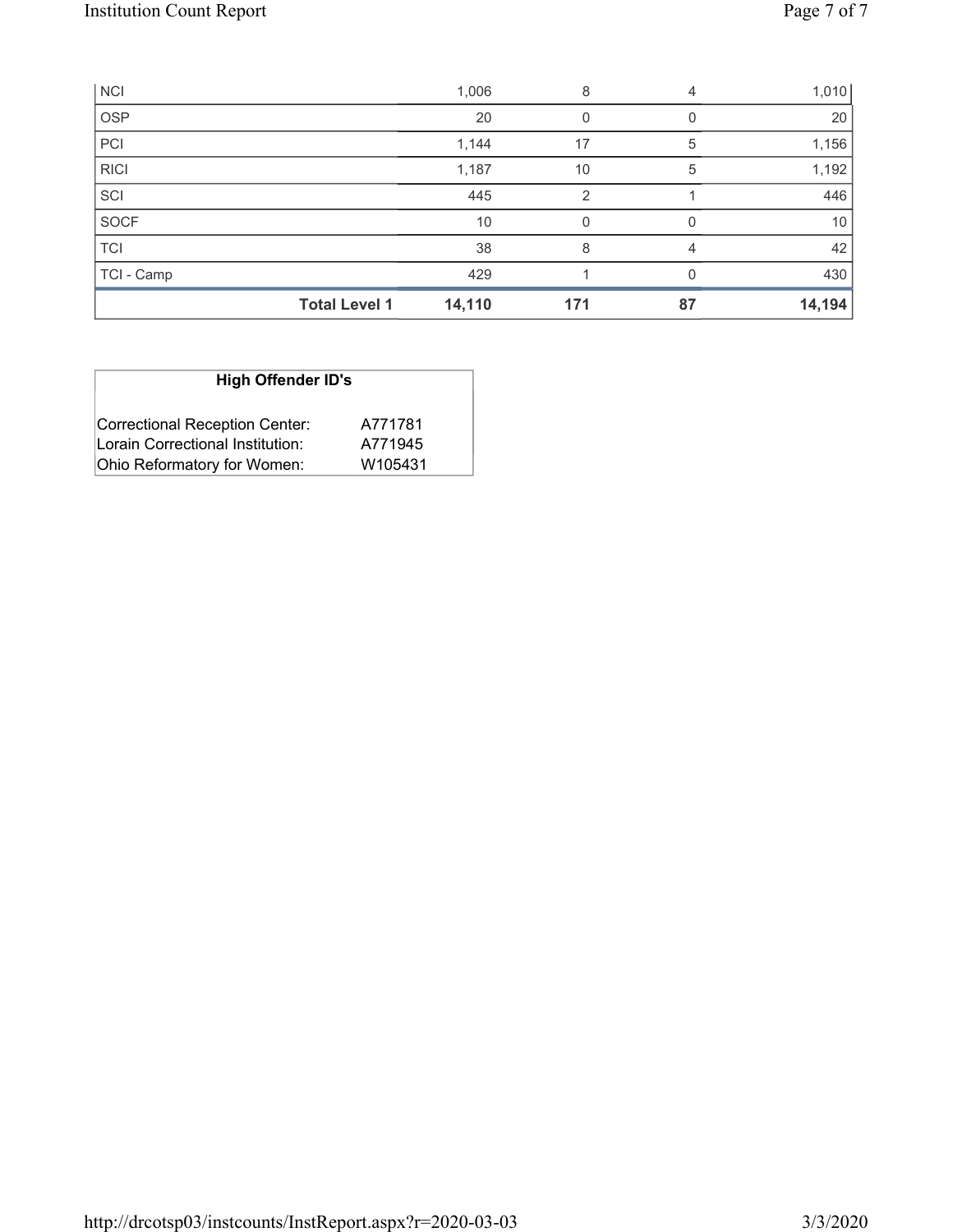| | | | | |
|---|---|---|---|---|
| NCI | 1,006 | 8 | 4 | 1,010 |
| OSP | 20 | 0 | 0 | 20 |
| PCI | 1,144 | 17 | 5 | 1,156 |
| RICI | 1,187 | 10 | 5 | 1,192 |
| SCI | 445 | 2 | 1 | 446 |
| SOCF | 10 | 0 | 0 | 10 |
| TCI | 38 | 8 | 4 | 42 |
| TCI - Camp | 429 | 1 | 0 | 430 |
| **Total Level 1** | **14,110** | **171** | **87** | **14,194** |

| **High Offender ID's** | |
|---|---|
| Correctional Reception Center: | A771781 |
| Lorain Correctional Institution: | A771945 |
| Ohio Reformatory for Women: | W105431 |